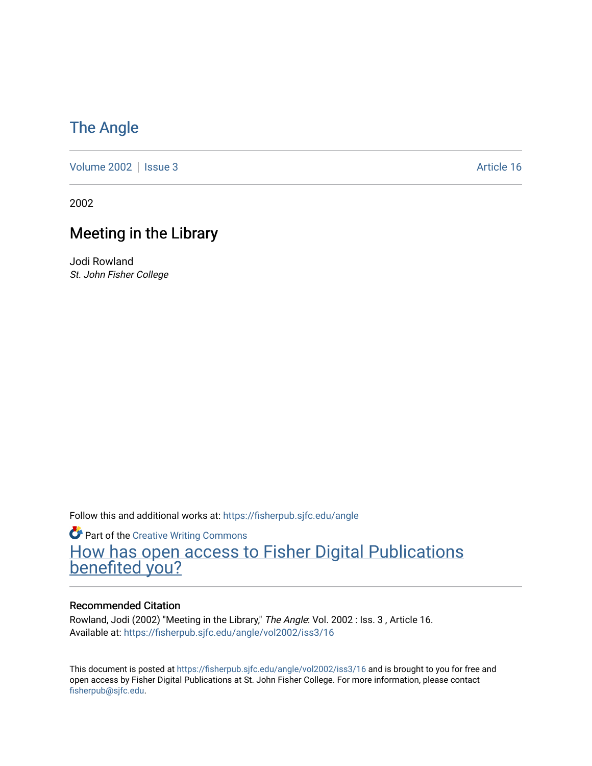# The Angle

Volume 2002 | Issue 3 Article 16

2002

## Meeting in the Library

Jodi Rowland
*St. John Fisher College*

Follow this and additional works at: https://fisherpub.sjfc.edu/angle

Part of the Creative Writing Commons

How has open access to Fisher Digital Publications benefited you?

### Recommended Citation

Rowland, Jodi (2002) "Meeting in the Library," *The Angle*: Vol. 2002 : Iss. 3 , Article 16.
Available at: https://fisherpub.sjfc.edu/angle/vol2002/iss3/16

This document is posted at https://fisherpub.sjfc.edu/angle/vol2002/iss3/16 and is brought to you for free and open access by Fisher Digital Publications at St. John Fisher College. For more information, please contact fisherpub@sjfc.edu.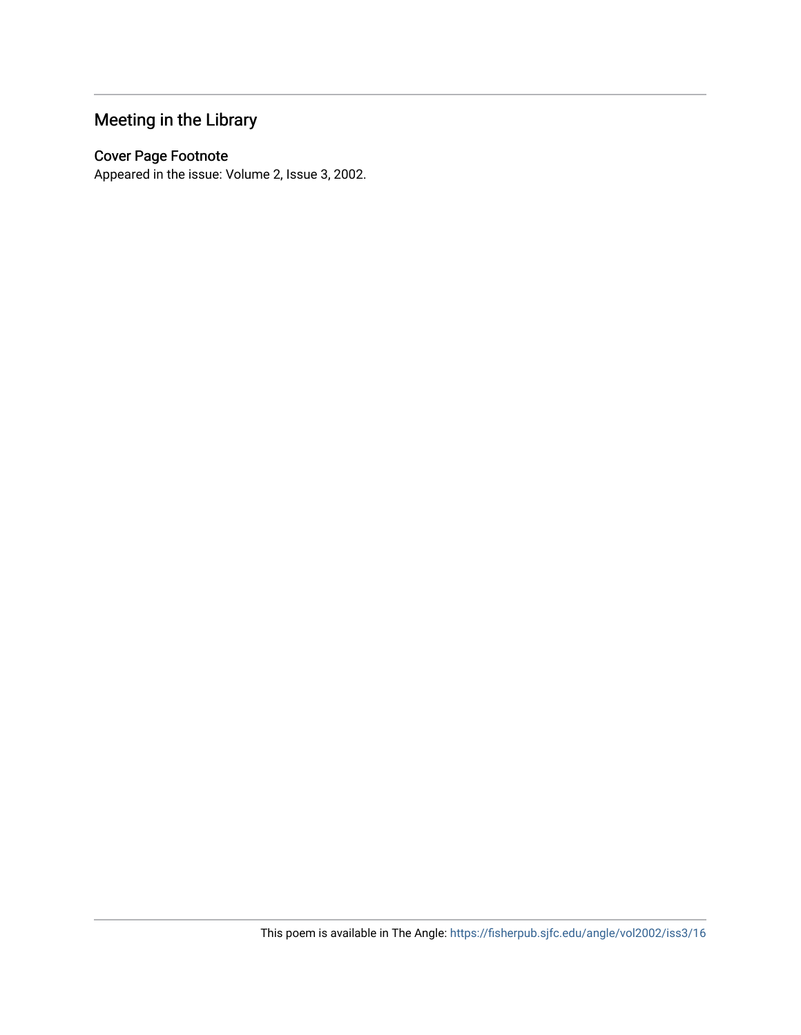## Meeting in the Library

### Cover Page Footnote

Appeared in the issue: Volume 2, Issue 3, 2002.

This poem is available in The Angle: https://fisherpub.sjfc.edu/angle/vol2002/iss3/16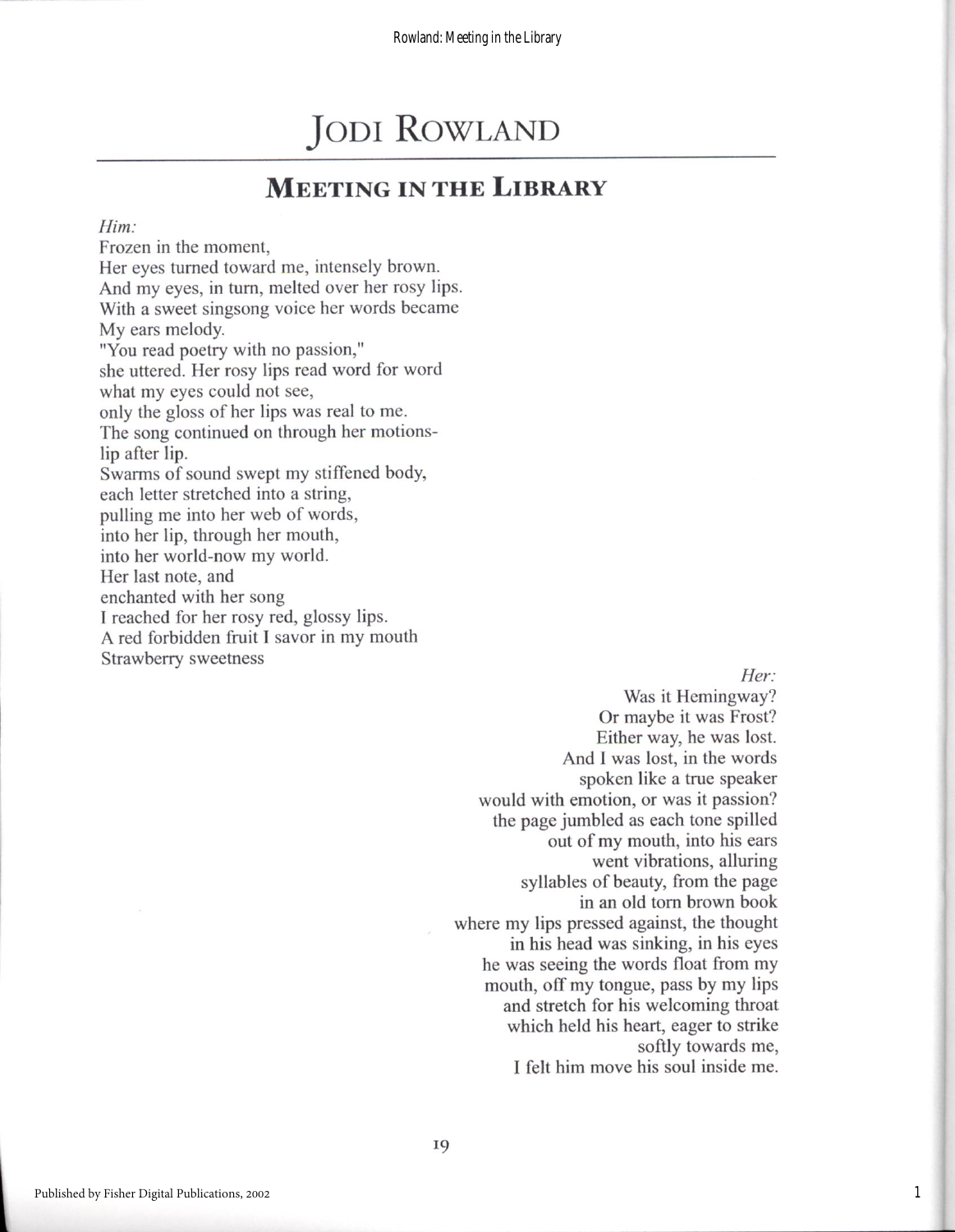# Jodi Rowland

## Meeting in the Library

*Him:*

Frozen in the moment,
Her eyes turned toward me, intensely brown.
And my eyes, in turn, melted over her rosy lips.
With a sweet singsong voice her words became
My ears melody.
"You read poetry with no passion,"
she uttered. Her rosy lips read word for word
what my eyes could not see,
only the gloss of her lips was real to me.
The song continued on through her motions-
lip after lip.
Swarms of sound swept my stiffened body,
each letter stretched into a string,
pulling me into her web of words,
into her lip, through her mouth,
into her world-now my world.
Her last note, and
enchanted with her song
I reached for her rosy red, glossy lips.
A red forbidden fruit I savor in my mouth
Strawberry sweetness

*Her:*

Was it Hemingway?
Or maybe it was Frost?
Either way, he was lost.
And I was lost, in the words
spoken like a true speaker
would with emotion, or was it passion?
the page jumbled as each tone spilled
out of my mouth, into his ears
went vibrations, alluring
syllables of beauty, from the page
in an old torn brown book
where my lips pressed against, the thought
in his head was sinking, in his eyes
he was seeing the words float from my
mouth, off my tongue, pass by my lips
and stretch for his welcoming throat
which held his heart, eager to strike
softly towards me,
I felt him move his soul inside me.